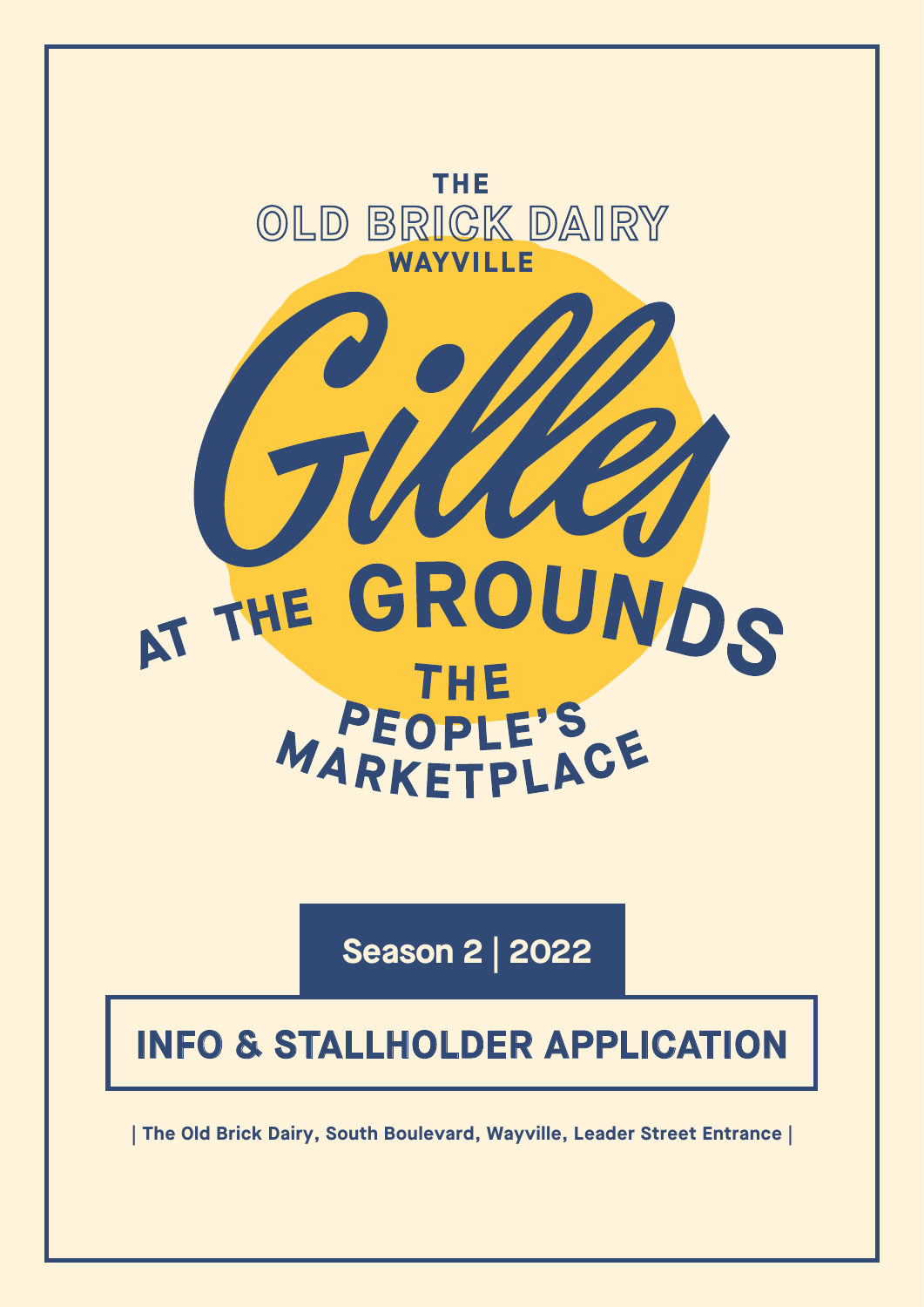THE

OLD BRICK DAIRY

WAYVILLE

# Gilles

AT THE GROUNDS

THE PEOPLE'S MARKETPLACE

**Season 2 | 2022**

## INFO & STALLHOLDER APPLICATION

**| The Old Brick Dairy, South Boulevard, Wayville, Leader Street Entrance |**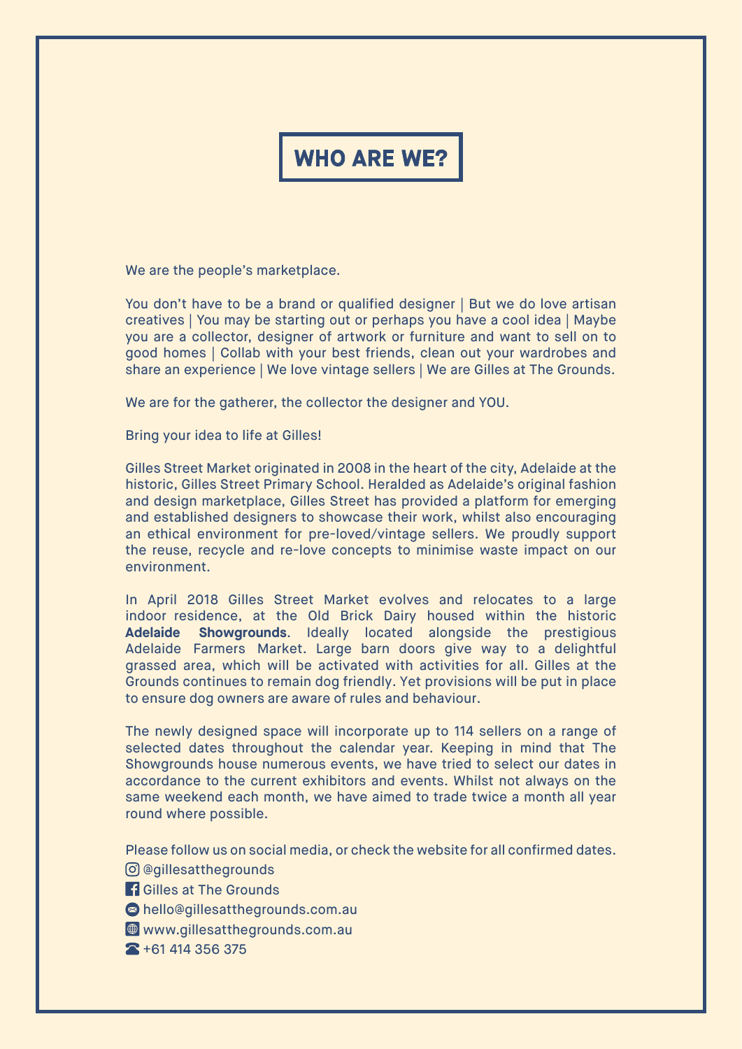# WHO ARE WE?

We are the people's marketplace.

You don't have to be a brand or qualified designer | But we do love artisan creatives | You may be starting out or perhaps you have a cool idea | Maybe you are a collector, designer of artwork or furniture and want to sell on to good homes | Collab with your best friends, clean out your wardrobes and share an experience | We love vintage sellers | We are Gilles at The Grounds.

We are for the gatherer, the collector the designer and YOU.

Bring your idea to life at Gilles!

Gilles Street Market originated in 2008 in the heart of the city, Adelaide at the historic, Gilles Street Primary School. Heralded as Adelaide's original fashion and design marketplace, Gilles Street has provided a platform for emerging and established designers to showcase their work, whilst also encouraging an ethical environment for pre-loved/vintage sellers. We proudly support the reuse, recycle and re-love concepts to minimise waste impact on our environment.

In April 2018 Gilles Street Market evolves and relocates to a large indoor residence, at the Old Brick Dairy housed within the historic **Adelaide Showgrounds**. Ideally located alongside the prestigious Adelaide Farmers Market. Large barn doors give way to a delightful grassed area, which will be activated with activities for all. Gilles at the Grounds continues to remain dog friendly. Yet provisions will be put in place to ensure dog owners are aware of rules and behaviour.

The newly designed space will incorporate up to 114 sellers on a range of selected dates throughout the calendar year. Keeping in mind that The Showgrounds house numerous events, we have tried to select our dates in accordance to the current exhibitors and events. Whilst not always on the same weekend each month, we have aimed to trade twice a month all year round where possible.

Please follow us on social media, or check the website for all confirmed dates.

- @gillesatthegrounds
- Gilles at The Grounds
- hello@gillesatthegrounds.com.au
- www.gillesatthegrounds.com.au
- +61 414 356 375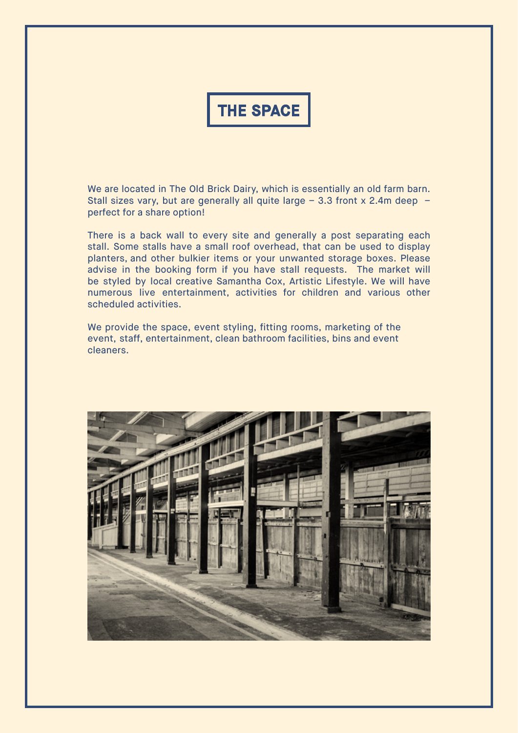# THE SPACE

We are located in The Old Brick Dairy, which is essentially an old farm barn. Stall sizes vary, but are generally all quite large – 3.3 front x 2.4m deep – perfect for a share option!

There is a back wall to every site and generally a post separating each stall. Some stalls have a small roof overhead, that can be used to display planters, and other bulkier items or your unwanted storage boxes. Please advise in the booking form if you have stall requests. The market will be styled by local creative Samantha Cox, Artistic Lifestyle. We will have numerous live entertainment, activities for children and various other scheduled activities.

We provide the space, event styling, fitting rooms, marketing of the event, staff, entertainment, clean bathroom facilities, bins and event cleaners.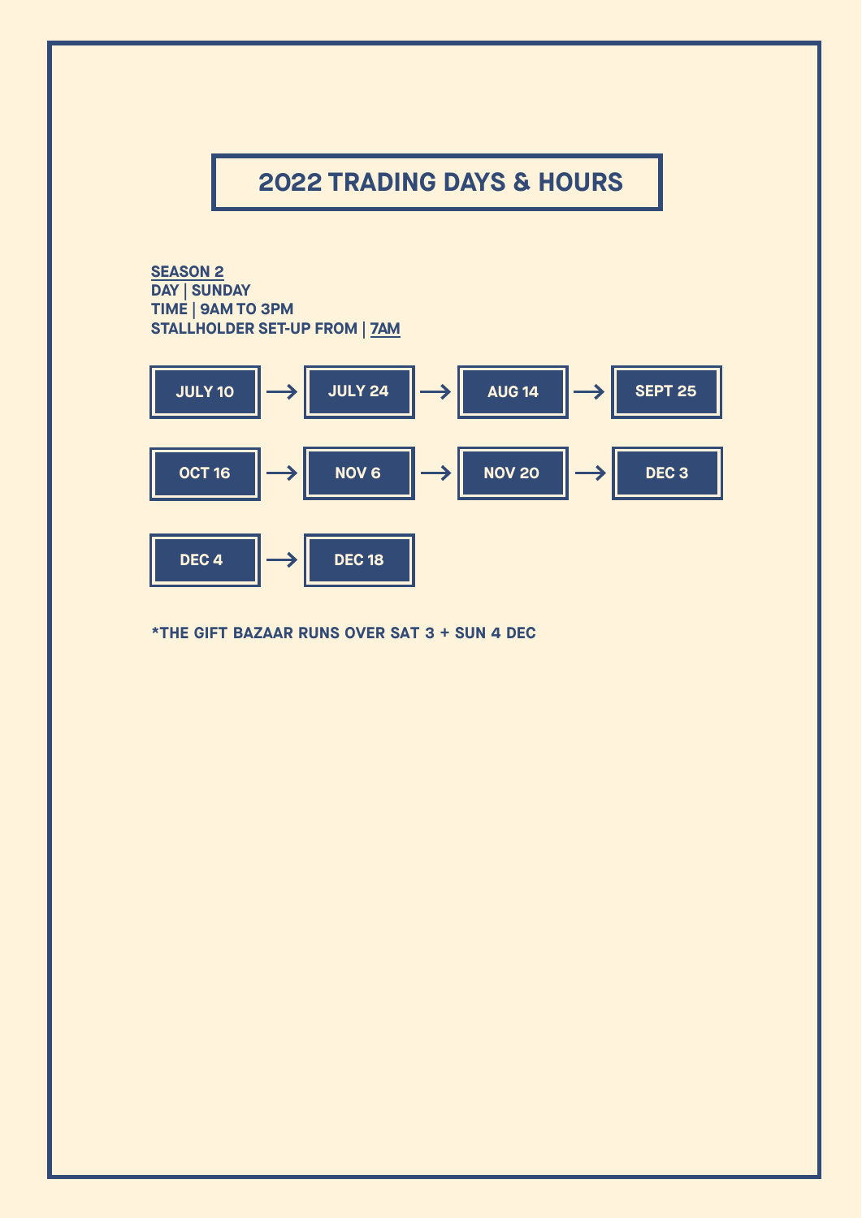# 2022 TRADING DAYS & HOURS

**SEASON 2**
**DAY | SUNDAY**
**TIME | 9AM TO 3PM**
**STALLHOLDER SET-UP FROM | 7AM**

**JULY 10** → **JULY 24** → **AUG 14** → **SEPT 25**

**OCT 16** → **NOV 6** → **NOV 20** → **DEC 3**

**DEC 4** → **DEC 18**

***THE GIFT BAZAAR RUNS OVER SAT 3 + SUN 4 DEC**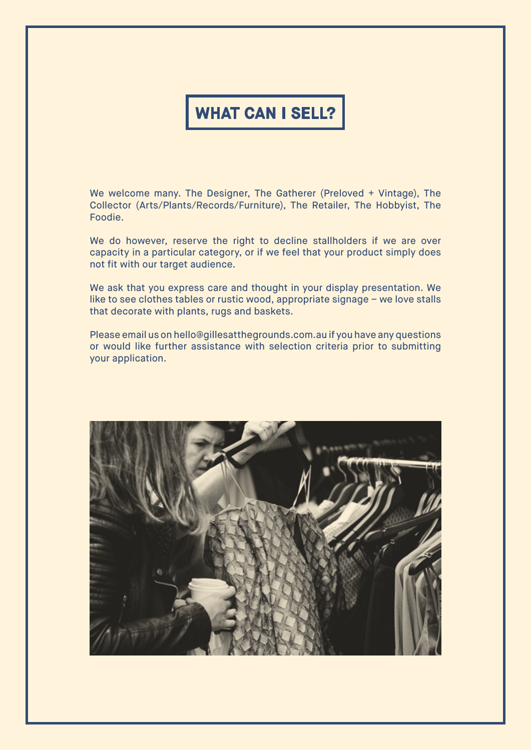# WHAT CAN I SELL?

We welcome many. The Designer, The Gatherer (Preloved + Vintage), The Collector (Arts/Plants/Records/Furniture), The Retailer, The Hobbyist, The Foodie.

We do however, reserve the right to decline stallholders if we are over capacity in a particular category, or if we feel that your product simply does not fit with our target audience.

We ask that you express care and thought in your display presentation. We like to see clothes tables or rustic wood, appropriate signage – we love stalls that decorate with plants, rugs and baskets.

Please email us on hello@gillesatthegrounds.com.au if you have any questions or would like further assistance with selection criteria prior to submitting your application.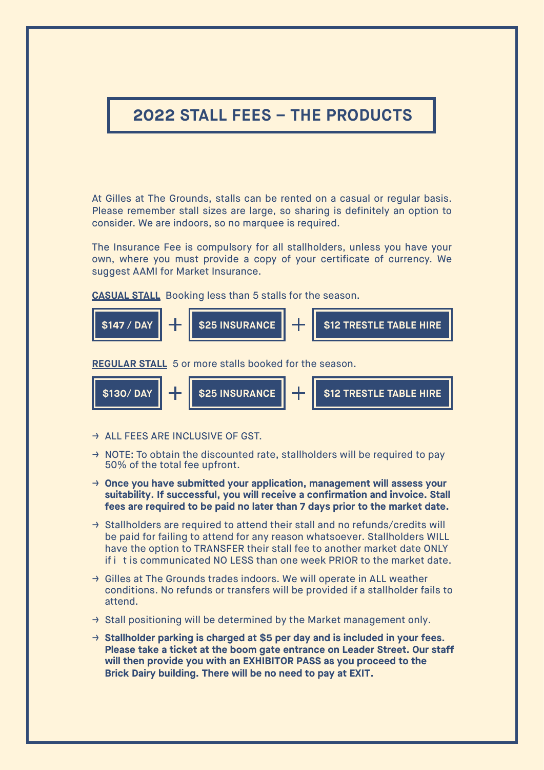# 2022 STALL FEES – THE PRODUCTS

At Gilles at The Grounds, stalls can be rented on a casual or regular basis. Please remember stall sizes are large, so sharing is definitely an option to consider. We are indoors, so no marquee is required.

The Insurance Fee is compulsory for all stallholders, unless you have your own, where you must provide a copy of your certificate of currency. We suggest AAMI for Market Insurance.

**CASUAL STALL** Booking less than 5 stalls for the season.

**$147 / DAY** + **$25 INSURANCE** + **$12 TRESTLE TABLE HIRE**

**REGULAR STALL** 5 or more stalls booked for the season.

**$130/ DAY** + **$25 INSURANCE** + **$12 TRESTLE TABLE HIRE**

- → ALL FEES ARE INCLUSIVE OF GST.
- → NOTE: To obtain the discounted rate, stallholders will be required to pay 50% of the total fee upfront.
- → **Once you have submitted your application, management will assess your suitability. If successful, you will receive a confirmation and invoice. Stall fees are required to be paid no later than 7 days prior to the market date.**
- → Stallholders are required to attend their stall and no refunds/credits will be paid for failing to attend for any reason whatsoever. Stallholders WILL have the option to TRANSFER their stall fee to another market date ONLY if i t is communicated NO LESS than one week PRIOR to the market date.
- → Gilles at The Grounds trades indoors. We will operate in ALL weather conditions. No refunds or transfers will be provided if a stallholder fails to attend.
- → Stall positioning will be determined by the Market management only.
- → **Stallholder parking is charged at $5 per day and is included in your fees. Please take a ticket at the boom gate entrance on Leader Street. Our staff will then provide you with an EXHIBITOR PASS as you proceed to the Brick Dairy building. There will be no need to pay at EXIT.**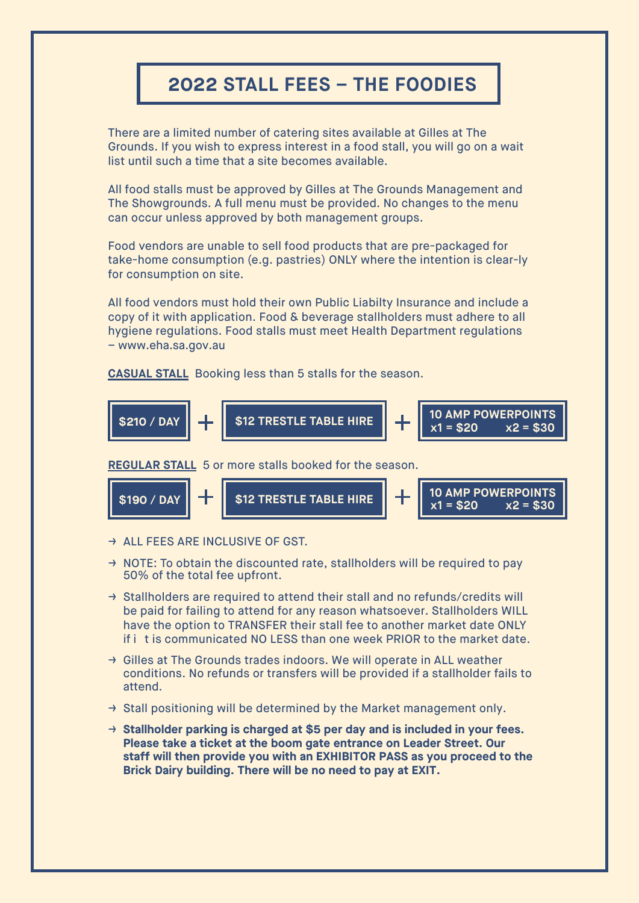# 2022 STALL FEES – THE FOODIES

There are a limited number of catering sites available at Gilles at The Grounds. If you wish to express interest in a food stall, you will go on a wait list until such a time that a site becomes available.

All food stalls must be approved by Gilles at The Grounds Management and The Showgrounds. A full menu must be provided. No changes to the menu can occur unless approved by both management groups.

Food vendors are unable to sell food products that are pre-packaged for take-home consumption (e.g. pastries) ONLY where the intention is clear-ly for consumption on site.

All food vendors must hold their own Public Liabilty Insurance and include a copy of it with application. Food & beverage stallholders must adhere to all hygiene regulations. Food stalls must meet Health Department regulations – www.eha.sa.gov.au

**CASUAL STALL** Booking less than 5 stalls for the season.

**$210 / DAY** + **$12 TRESTLE TABLE HIRE** + **10 AMP POWERPOINTS x1 = $20 x2 = $30**

**REGULAR STALL** 5 or more stalls booked for the season.

**$190 / DAY** + **$12 TRESTLE TABLE HIRE** + **10 AMP POWERPOINTS x1 = $20 x2 = $30**

- ALL FEES ARE INCLUSIVE OF GST.
- NOTE: To obtain the discounted rate, stallholders will be required to pay 50% of the total fee upfront.
- Stallholders are required to attend their stall and no refunds/credits will be paid for failing to attend for any reason whatsoever. Stallholders WILL have the option to TRANSFER their stall fee to another market date ONLY if i t is communicated NO LESS than one week PRIOR to the market date.
- Gilles at The Grounds trades indoors. We will operate in ALL weather conditions. No refunds or transfers will be provided if a stallholder fails to attend.
- Stall positioning will be determined by the Market management only.
- **Stallholder parking is charged at $5 per day and is included in your fees. Please take a ticket at the boom gate entrance on Leader Street. Our staff will then provide you with an EXHIBITOR PASS as you proceed to the Brick Dairy building. There will be no need to pay at EXIT.**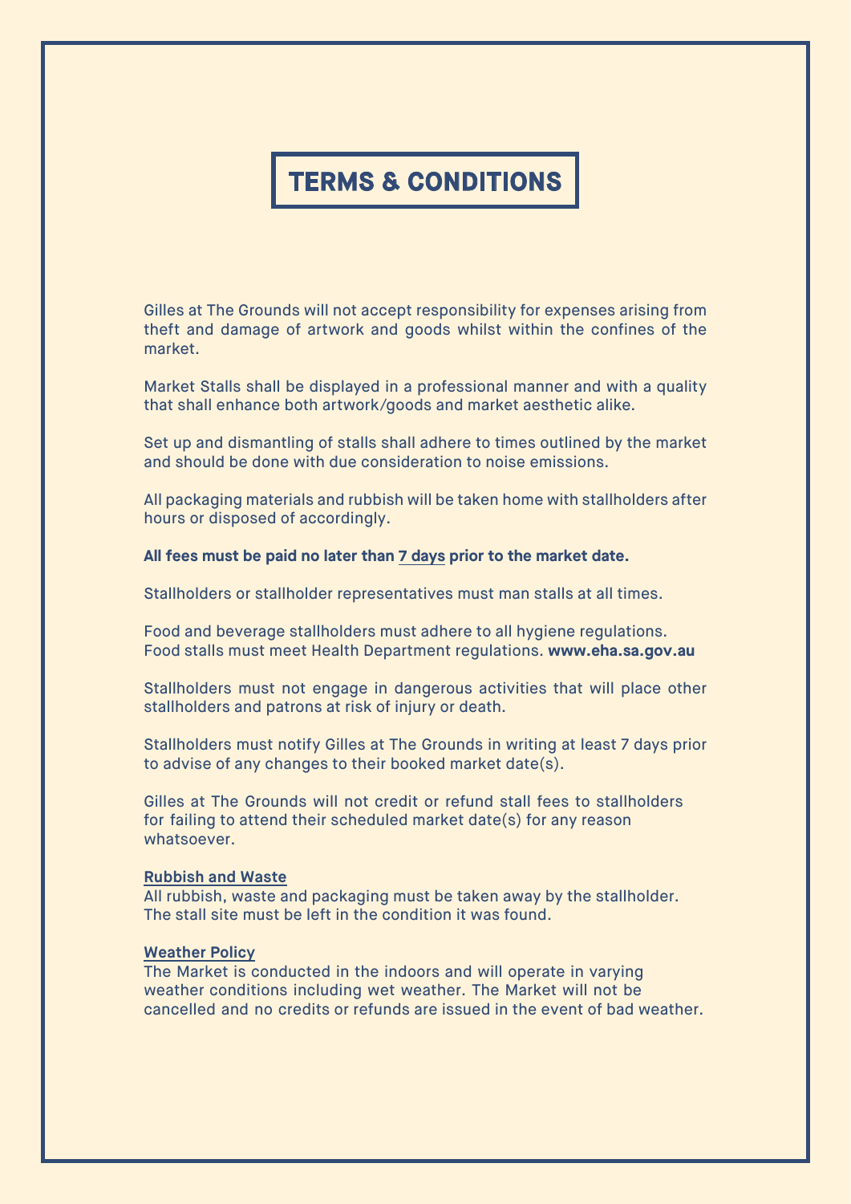# TERMS & CONDITIONS

Gilles at The Grounds will not accept responsibility for expenses arising from theft and damage of artwork and goods whilst within the confines of the market.

Market Stalls shall be displayed in a professional manner and with a quality that shall enhance both artwork/goods and market aesthetic alike.

Set up and dismantling of stalls shall adhere to times outlined by the market and should be done with due consideration to noise emissions.

All packaging materials and rubbish will be taken home with stallholders after hours or disposed of accordingly.

**All fees must be paid no later than 7 days prior to the market date.**

Stallholders or stallholder representatives must man stalls at all times.

Food and beverage stallholders must adhere to all hygiene regulations.
Food stalls must meet Health Department regulations. **www.eha.sa.gov.au**

Stallholders must not engage in dangerous activities that will place other stallholders and patrons at risk of injury or death.

Stallholders must notify Gilles at The Grounds in writing at least 7 days prior to advise of any changes to their booked market date(s).

Gilles at The Grounds will not credit or refund stall fees to stallholders for failing to attend their scheduled market date(s) for any reason whatsoever.

**Rubbish and Waste**
All rubbish, waste and packaging must be taken away by the stallholder.
The stall site must be left in the condition it was found.

**Weather Policy**
The Market is conducted in the indoors and will operate in varying weather conditions including wet weather. The Market will not be cancelled and no credits or refunds are issued in the event of bad weather.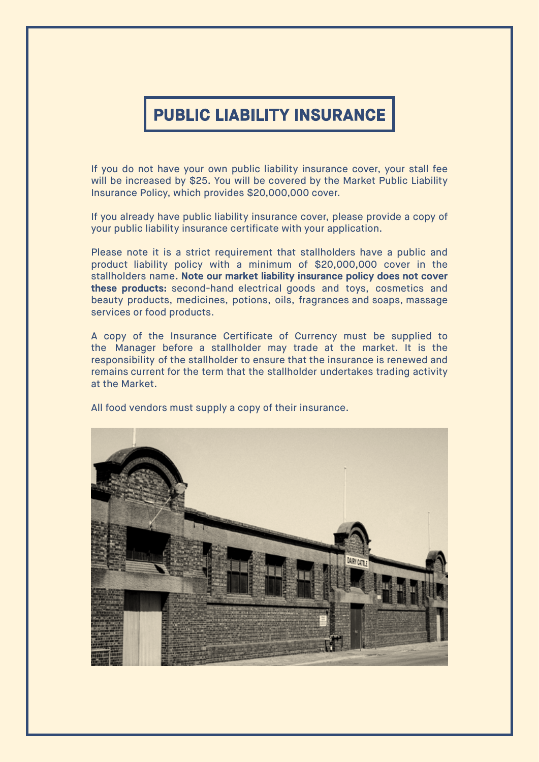# PUBLIC LIABILITY INSURANCE

If you do not have your own public liability insurance cover, your stall fee will be increased by $25. You will be covered by the Market Public Liability Insurance Policy, which provides $20,000,000 cover.

If you already have public liability insurance cover, please provide a copy of your public liability insurance certificate with your application.

Please note it is a strict requirement that stallholders have a public and product liability policy with a minimum of $20,000,000 cover in the stallholders name**. Note our market liability insurance policy does not cover these products:** second-hand electrical goods and toys, cosmetics and beauty products, medicines, potions, oils, fragrances and soaps, massage services or food products.

A copy of the Insurance Certificate of Currency must be supplied to the Manager before a stallholder may trade at the market. It is the responsibility of the stallholder to ensure that the insurance is renewed and remains current for the term that the stallholder undertakes trading activity at the Market.

All food vendors must supply a copy of their insurance.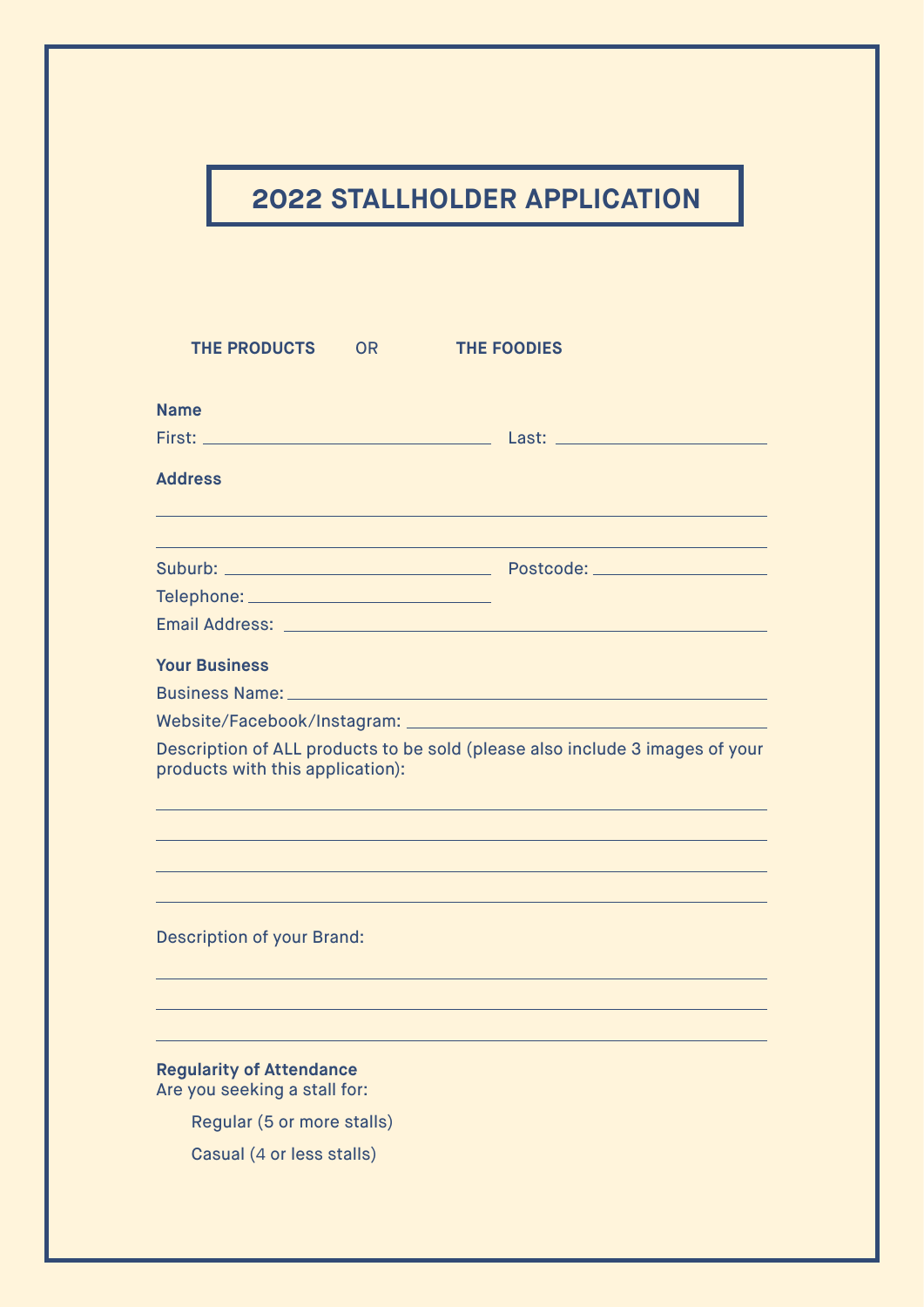# 2022 STALLHOLDER APPLICATION

**THE PRODUCTS** OR **THE FOODIES**

**Name**

First: ______________________ Last: ______________________

**Address**

________________________________________________

________________________________________________

Suburb: ______________________ Postcode: ______________

Telephone: ______________________

Email Address: ______________________________________

**Your Business**

Business Name: ______________________________________

Website/Facebook/Instagram: ____________________________

Description of ALL products to be sold (please also include 3 images of your products with this application):

________________________________________________

________________________________________________

________________________________________________

________________________________________________

Description of your Brand:

________________________________________________

________________________________________________

________________________________________________

**Regularity of Attendance**

Are you seeking a stall for:

- Regular (5 or more stalls)
- Casual (4 or less stalls)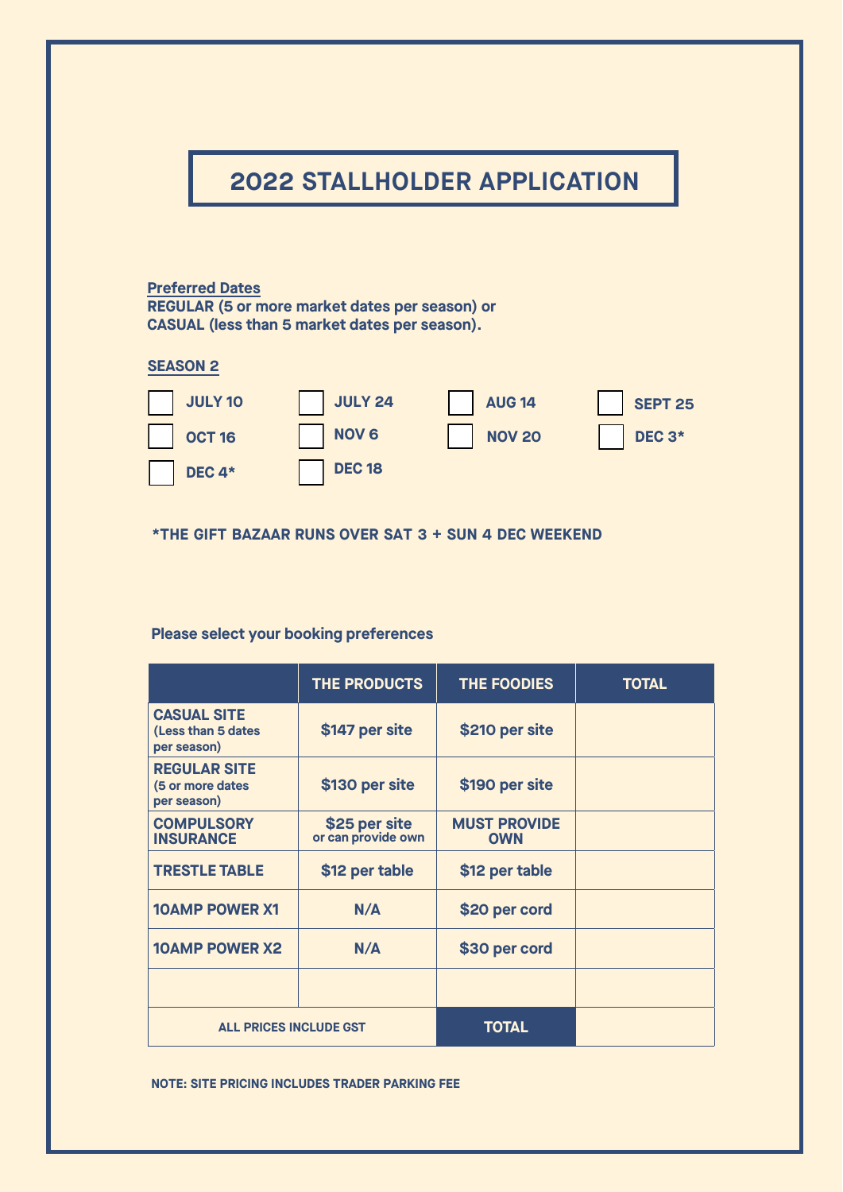# 2022 STALLHOLDER APPLICATION

**Preferred Dates**

**REGULAR (5 or more market dates per season) or**
**CASUAL (less than 5 market dates per season).**

**SEASON 2**

- [ ] JULY 10
- [ ] JULY 24
- [ ] AUG 14
- [ ] SEPT 25
- [ ] OCT 16
- [ ] NOV 6
- [ ] NOV 20
- [ ] DEC 3*
- [ ] DEC 4*
- [ ] DEC 18

**\*THE GIFT BAZAAR RUNS OVER SAT 3 + SUN 4 DEC WEEKEND**

**Please select your booking preferences**

| | THE PRODUCTS | THE FOODIES | TOTAL |
|---|---|---|---|
| **CASUAL SITE** (Less than 5 dates per season) | $147 per site | $210 per site | |
| **REGULAR SITE** (5 or more dates per season) | $130 per site | $190 per site | |
| **COMPULSORY INSURANCE** | $25 per site or can provide own | MUST PROVIDE OWN | |
| **TRESTLE TABLE** | $12 per table | $12 per table | |
| **10AMP POWER X1** | N/A | $20 per cord | |
| **10AMP POWER X2** | N/A | $30 per cord | |
| | | | |
| ALL PRICES INCLUDE GST | | **TOTAL** | |

**NOTE: SITE PRICING INCLUDES TRADER PARKING FEE**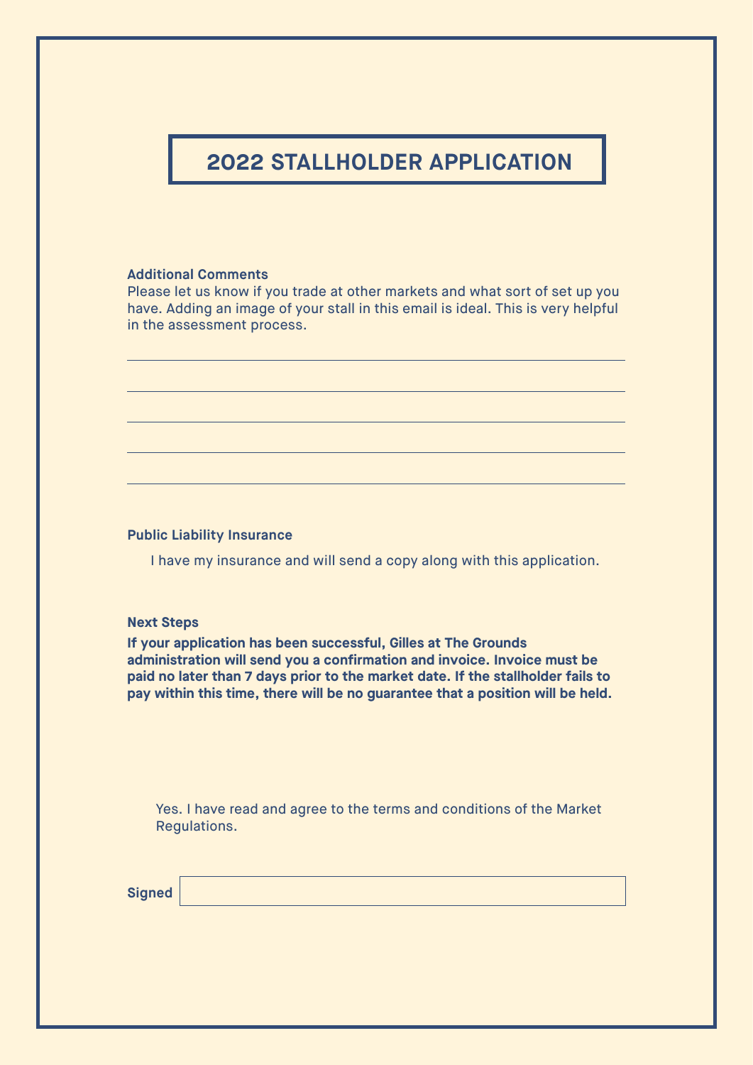# 2022 STALLHOLDER APPLICATION

**Additional Comments**

Please let us know if you trade at other markets and what sort of set up you have. Adding an image of your stall in this email is ideal. This is very helpful in the assessment process.

______________________________________________________________________

______________________________________________________________________

______________________________________________________________________

______________________________________________________________________

______________________________________________________________________

**Public Liability Insurance**

I have my insurance and will send a copy along with this application.

**Next Steps**

**If your application has been successful, Gilles at The Grounds administration will send you a confirmation and invoice. Invoice must be paid no later than 7 days prior to the market date. If the stallholder fails to pay within this time, there will be no guarantee that a position will be held.**

Yes. I have read and agree to the terms and conditions of the Market Regulations.

**Signed** ______________________________